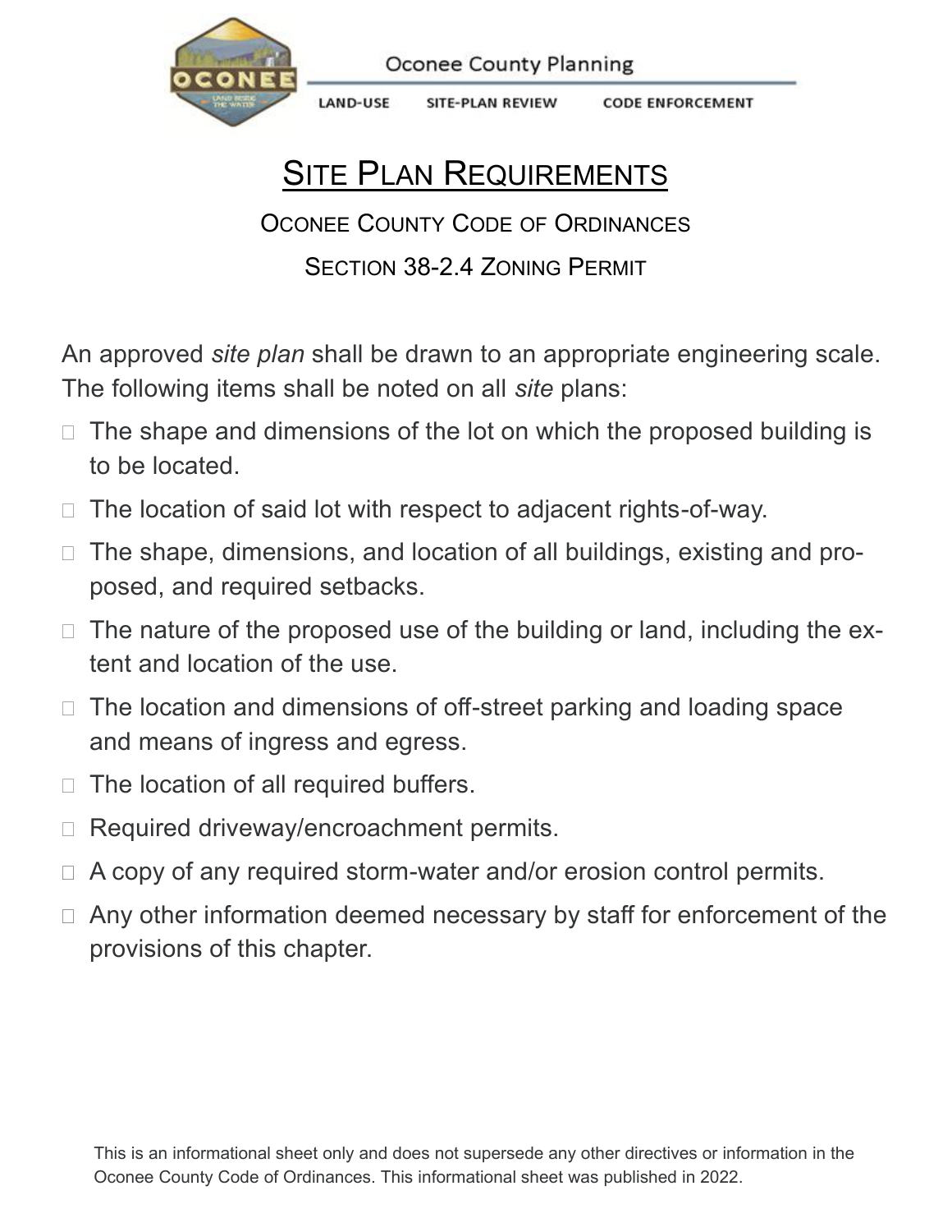Oconee County Planning

LAND-USE SITE-PLAN REVIEW CODE ENFORCEMENT

# Site Plan Requirements

## Oconee County Code of Ordinances

## Section 38-2.4 Zoning Permit

An approved *site plan* shall be drawn to an appropriate engineering scale. The following items shall be noted on all *site* plans:

- The shape and dimensions of the lot on which the proposed building is to be located.
- The location of said lot with respect to adjacent rights-of-way.
- The shape, dimensions, and location of all buildings, existing and proposed, and required setbacks.
- The nature of the proposed use of the building or land, including the extent and location of the use.
- The location and dimensions of off-street parking and loading space and means of ingress and egress.
- The location of all required buffers.
- Required driveway/encroachment permits.
- A copy of any required storm-water and/or erosion control permits.
- Any other information deemed necessary by staff for enforcement of the provisions of this chapter.

This is an informational sheet only and does not supersede any other directives or information in the Oconee County Code of Ordinances. This informational sheet was published in 2022.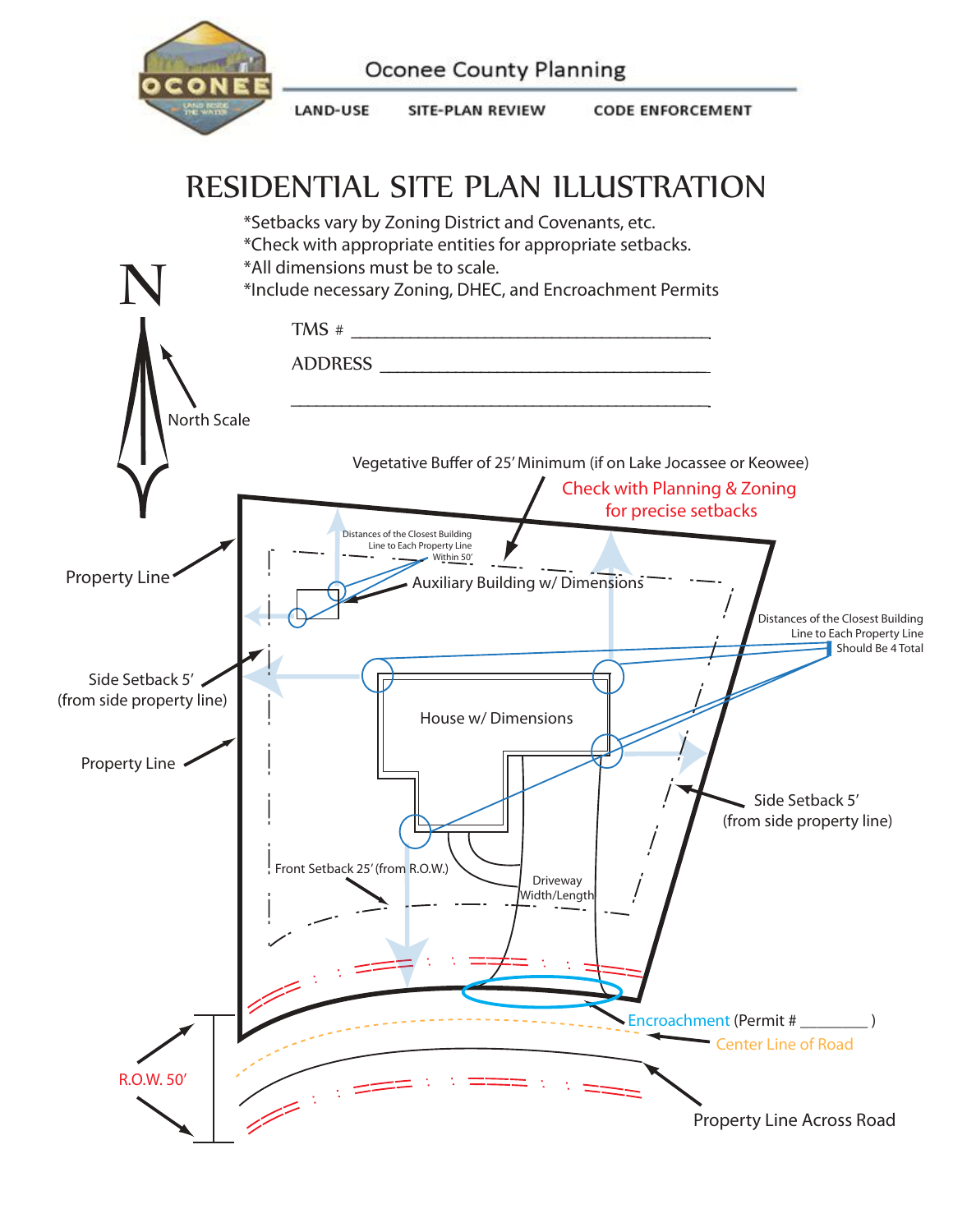Oconee County Planning

LAND-USE    SITE-PLAN REVIEW    CODE ENFORCEMENT

# RESIDENTIAL SITE PLAN ILLUSTRATION

*Setbacks vary by Zoning District and Covenants, etc.
*Check with appropriate entities for appropriate setbacks.
*All dimensions must be to scale.
*Include necessary Zoning, DHEC, and Encroachment Permits

TMS # ________________________________________

ADDRESS ____________________________________

_____________________________________________

N

North Scale

Vegetative Buffer of 25' Minimum (if on Lake Jocassee or Keowee)

Check with Planning & Zoning for precise setbacks

Distances of the Closest Building Line to Each Property Line Within 50'

Auxiliary Building w/ Dimensions

Property Line

Distances of the Closest Building Line to Each Property Line Should Be 4 Total

Side Setback 5' (from side property line)

House w/ Dimensions

Property Line

Side Setback 5' (from side property line)

Front Setback 25' (from R.O.W.)

Driveway Width/Length

Encroachment (Permit # ________ )

Center Line of Road

R.O.W. 50'

Property Line Across Road